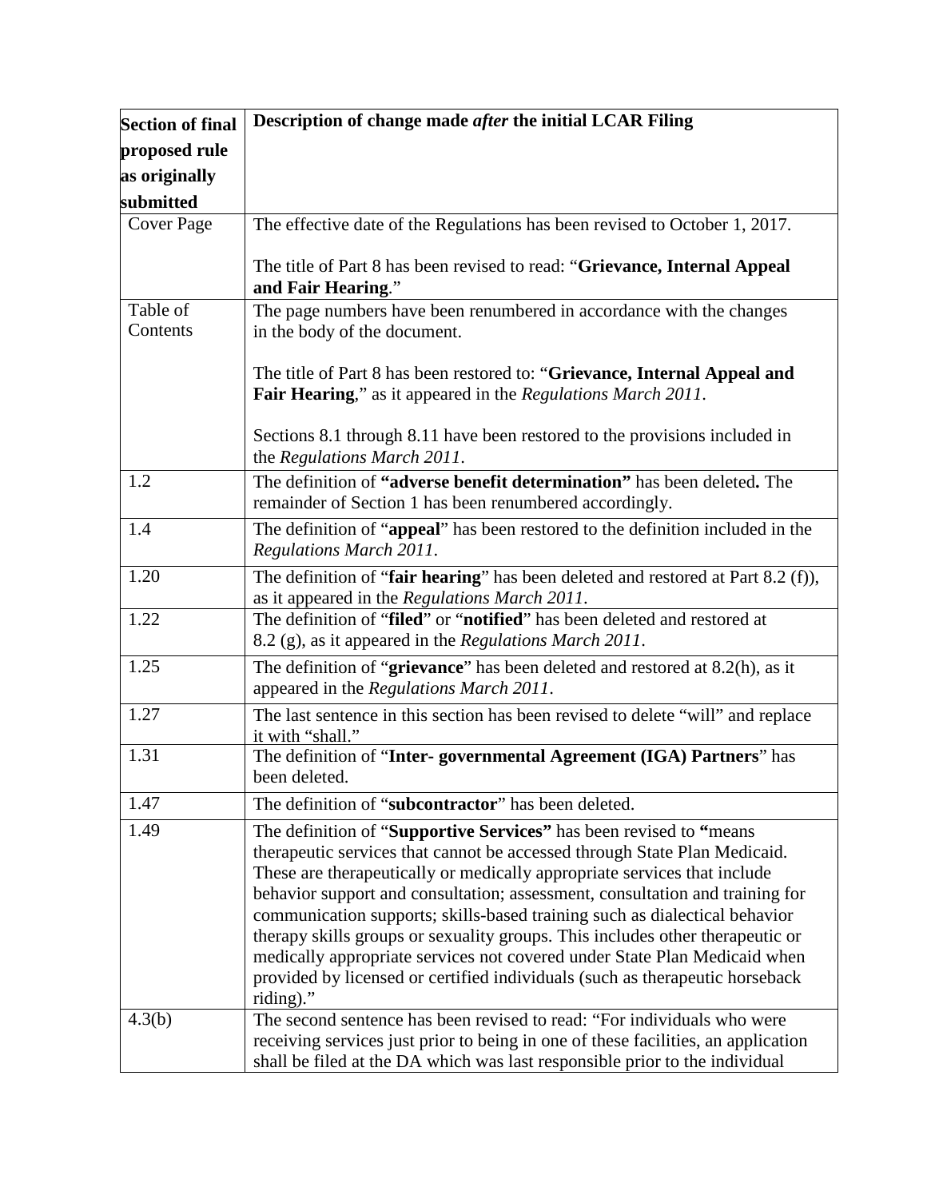| Section of final proposed rule as originally submitted | Description of change made *after* the initial LCAR Filing |
|---|---|
| Cover Page | The effective date of the Regulations has been revised to October 1, 2017.<br><br>The title of Part 8 has been revised to read: "**Grievance, Internal Appeal and Fair Hearing**." |
| Table of Contents | The page numbers have been renumbered in accordance with the changes in the body of the document.<br><br>The title of Part 8 has been restored to: "**Grievance, Internal Appeal and Fair Hearing**," as it appeared in the *Regulations March 2011*.<br><br>Sections 8.1 through 8.11 have been restored to the provisions included in the *Regulations March 2011*. |
| 1.2 | The definition of **"adverse benefit determination"** has been deleted**.** The remainder of Section 1 has been renumbered accordingly. |
| 1.4 | The definition of "**appeal**" has been restored to the definition included in the *Regulations March 2011*. |
| 1.20 | The definition of "**fair hearing**" has been deleted and restored at Part 8.2 (f)), as it appeared in the *Regulations March 2011*. |
| 1.22 | The definition of "**filed**" or "**notified**" has been deleted and restored at 8.2 (g), as it appeared in the *Regulations March 2011*. |
| 1.25 | The definition of "**grievance**" has been deleted and restored at 8.2(h), as it appeared in the *Regulations March 2011*. |
| 1.27 | The last sentence in this section has been revised to delete "will" and replace it with "shall." |
| 1.31 | The definition of "**Inter- governmental Agreement (IGA) Partners**" has been deleted. |
| 1.47 | The definition of "**subcontractor**" has been deleted. |
| 1.49 | The definition of "**Supportive Services"** has been revised to **"**means therapeutic services that cannot be accessed through State Plan Medicaid. These are therapeutically or medically appropriate services that include behavior support and consultation; assessment, consultation and training for communication supports; skills-based training such as dialectical behavior therapy skills groups or sexuality groups. This includes other therapeutic or medically appropriate services not covered under State Plan Medicaid when provided by licensed or certified individuals (such as therapeutic horseback riding)." |
| 4.3(b) | The second sentence has been revised to read: "For individuals who were receiving services just prior to being in one of these facilities, an application shall be filed at the DA which was last responsible prior to the individual |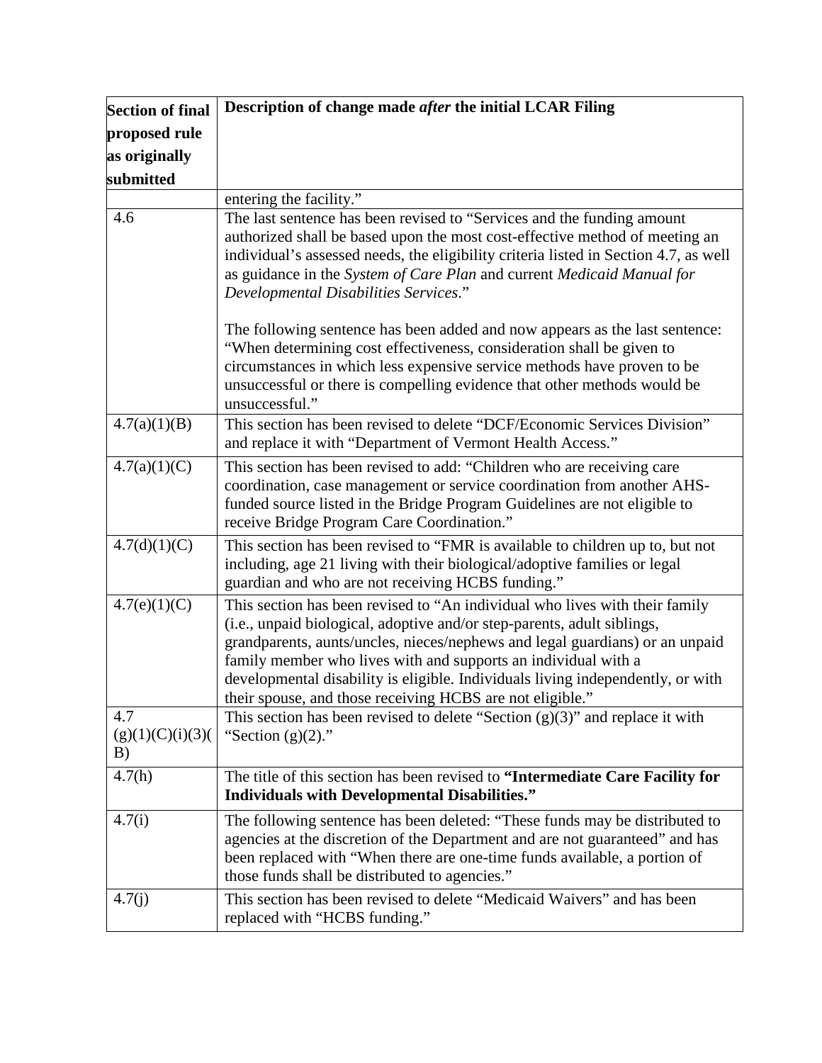| Section of final proposed rule as originally submitted | Description of change made *after* the initial LCAR Filing |
|---|---|
| | entering the facility." |
| 4.6 | The last sentence has been revised to "Services and the funding amount authorized shall be based upon the most cost-effective method of meeting an individual's assessed needs, the eligibility criteria listed in Section 4.7, as well as guidance in the *System of Care Plan* and current *Medicaid Manual for Developmental Disabilities Services*."<br><br>The following sentence has been added and now appears as the last sentence: "When determining cost effectiveness, consideration shall be given to circumstances in which less expensive service methods have proven to be unsuccessful or there is compelling evidence that other methods would be unsuccessful." |
| 4.7(a)(1)(B) | This section has been revised to delete "DCF/Economic Services Division" and replace it with "Department of Vermont Health Access." |
| 4.7(a)(1)(C) | This section has been revised to add: "Children who are receiving care coordination, case management or service coordination from another AHS-funded source listed in the Bridge Program Guidelines are not eligible to receive Bridge Program Care Coordination." |
| 4.7(d)(1)(C) | This section has been revised to "FMR is available to children up to, but not including, age 21 living with their biological/adoptive families or legal guardian and who are not receiving HCBS funding." |
| 4.7(e)(1)(C) | This section has been revised to "An individual who lives with their family (i.e., unpaid biological, adoptive and/or step-parents, adult siblings, grandparents, aunts/uncles, nieces/nephews and legal guardians) or an unpaid family member who lives with and supports an individual with a developmental disability is eligible. Individuals living independently, or with their spouse, and those receiving HCBS are not eligible." |
| 4.7 (g)(1)(C)(i)(3)(B) | This section has been revised to delete "Section (g)(3)" and replace it with "Section (g)(2)." |
| 4.7(h) | The title of this section has been revised to **"Intermediate Care Facility for Individuals with Developmental Disabilities."** |
| 4.7(i) | The following sentence has been deleted: "These funds may be distributed to agencies at the discretion of the Department and are not guaranteed" and has been replaced with "When there are one-time funds available, a portion of those funds shall be distributed to agencies." |
| 4.7(j) | This section has been revised to delete "Medicaid Waivers" and has been replaced with "HCBS funding." |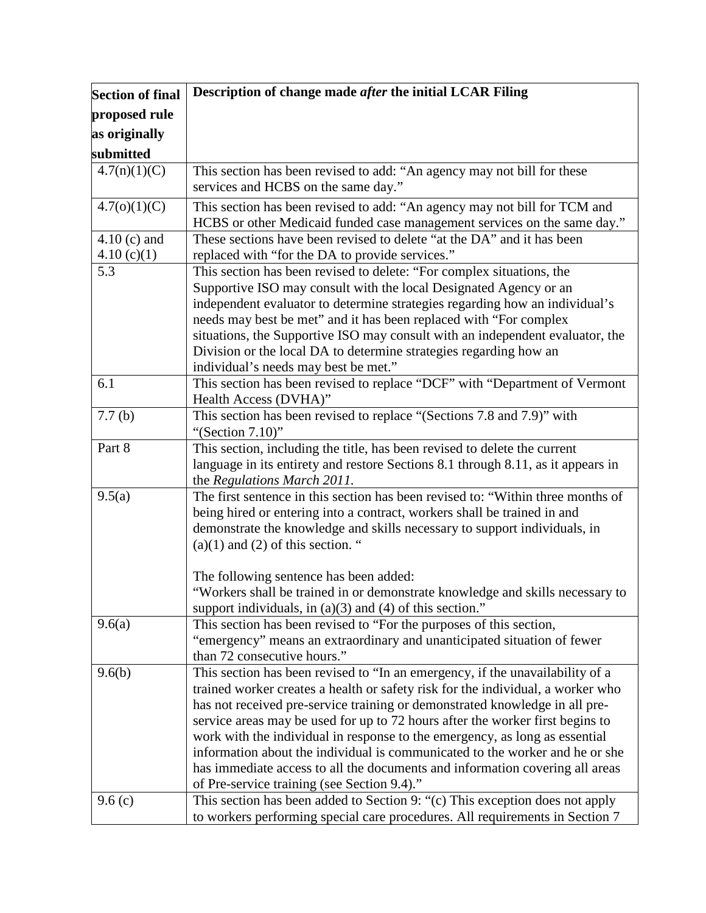| Section of final proposed rule as originally submitted | Description of change made *after* the initial LCAR Filing |
|---|---|
| 4.7(n)(1)(C) | This section has been revised to add: "An agency may not bill for these services and HCBS on the same day." |
| 4.7(o)(1)(C) | This section has been revised to add: "An agency may not bill for TCM and HCBS or other Medicaid funded case management services on the same day." |
| 4.10 (c) and 4.10 (c)(1) | These sections have been revised to delete "at the DA" and it has been replaced with "for the DA to provide services." |
| 5.3 | This section has been revised to delete: "For complex situations, the Supportive ISO may consult with the local Designated Agency or an independent evaluator to determine strategies regarding how an individual's needs may best be met" and it has been replaced with "For complex situations, the Supportive ISO may consult with an independent evaluator, the Division or the local DA to determine strategies regarding how an individual's needs may best be met." |
| 6.1 | This section has been revised to replace "DCF" with "Department of Vermont Health Access (DVHA)" |
| 7.7 (b) | This section has been revised to replace "(Sections 7.8 and 7.9)" with "(Section 7.10)" |
| Part 8 | This section, including the title, has been revised to delete the current language in its entirety and restore Sections 8.1 through 8.11, as it appears in the *Regulations March 2011.* |
| 9.5(a) | The first sentence in this section has been revised to: "Within three months of being hired or entering into a contract, workers shall be trained in and demonstrate the knowledge and skills necessary to support individuals, in (a)(1) and (2) of this section. "<br><br>The following sentence has been added:<br>"Workers shall be trained in or demonstrate knowledge and skills necessary to support individuals, in (a)(3) and (4) of this section." |
| 9.6(a) | This section has been revised to "For the purposes of this section, "emergency" means an extraordinary and unanticipated situation of fewer than 72 consecutive hours." |
| 9.6(b) | This section has been revised to "In an emergency, if the unavailability of a trained worker creates a health or safety risk for the individual, a worker who has not received pre-service training or demonstrated knowledge in all pre-service areas may be used for up to 72 hours after the worker first begins to work with the individual in response to the emergency, as long as essential information about the individual is communicated to the worker and he or she has immediate access to all the documents and information covering all areas of Pre-service training (see Section 9.4)." |
| 9.6 (c) | This section has been added to Section 9: "(c) This exception does not apply to workers performing special care procedures. All requirements in Section 7 |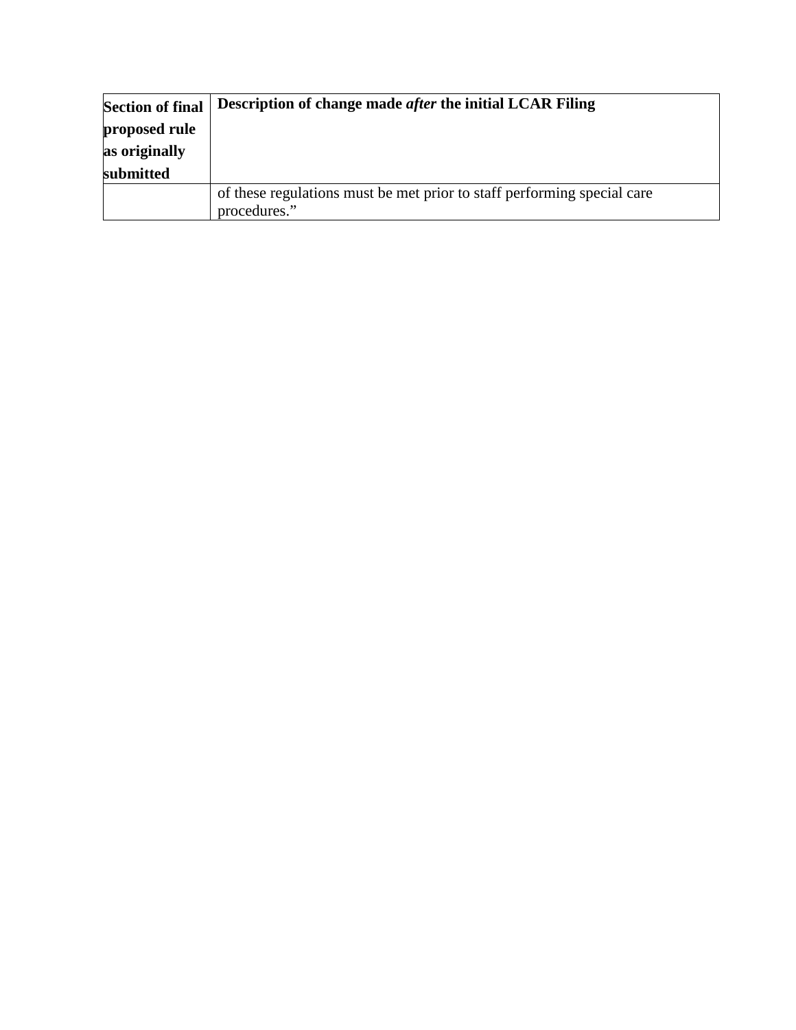| Section of final proposed rule as originally submitted | Description of change made *after* the initial LCAR Filing |
|---|---|
| | of these regulations must be met prior to staff performing special care procedures.” |